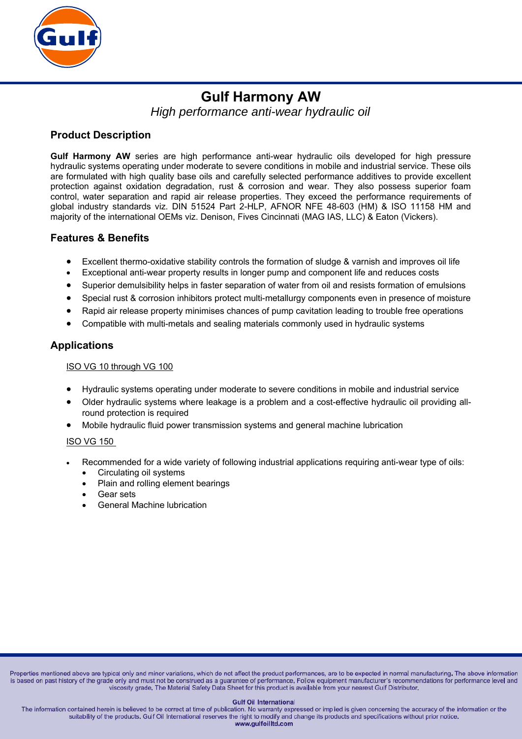# Gulf Harmony AW

*High performance anti-wear hydraulic oil*

## Product Description

**Gulf Harmony AW** series are high performance anti-wear hydraulic oils developed for high pressure hydraulic systems operating under moderate to severe conditions in mobile and industrial service. These oils are formulated with high quality base oils and carefully selected performance additives to provide excellent protection against oxidation degradation, rust & corrosion and wear. They also possess superior foam control, water separation and rapid air release properties. They exceed the performance requirements of global industry standards viz. DIN 51524 Part 2-HLP, AFNOR NFE 48-603 (HM) & ISO 11158 HM and majority of the international OEMs viz. Denison, Fives Cincinnati (MAG IAS, LLC) & Eaton (Vickers).

## Features & Benefits

- Excellent thermo-oxidative stability controls the formation of sludge & varnish and improves oil life
- Exceptional anti-wear property results in longer pump and component life and reduces costs
- Superior demulsibility helps in faster separation of water from oil and resists formation of emulsions
- Special rust & corrosion inhibitors protect multi-metallurgy components even in presence of moisture
- Rapid air release property minimises chances of pump cavitation leading to trouble free operations
- Compatible with multi-metals and sealing materials commonly used in hydraulic systems

## Applications

ISO VG 10 through VG 100

- Hydraulic systems operating under moderate to severe conditions in mobile and industrial service
- Older hydraulic systems where leakage is a problem and a cost-effective hydraulic oil providing all-round protection is required
- Mobile hydraulic fluid power transmission systems and general machine lubrication

ISO VG 150

- Recommended for a wide variety of following industrial applications requiring anti-wear type of oils:
  - Circulating oil systems
  - Plain and rolling element bearings
  - Gear sets
  - General Machine lubrication

Properties mentioned above are typical only and minor variations, which do not affect the product performances, are to be expected in normal manufacturing. The above information is based on past history of the grade only and must not be construed as a guarantee of performance. Follow equipment manufacturer's recommendations for performance level and viscosity grade. The Material Safety Data Sheet for this product is available from your nearest Gulf Distributor.

**Gulf Oil International**

The information contained herein is believed to be correct at time of publication. No warranty expressed or implied is given concerning the accuracy of the information or the suitability of the products. Gulf Oil International reserves the right to modify and change its products and specifications without prior notice.

**www.gulfoilltd.com**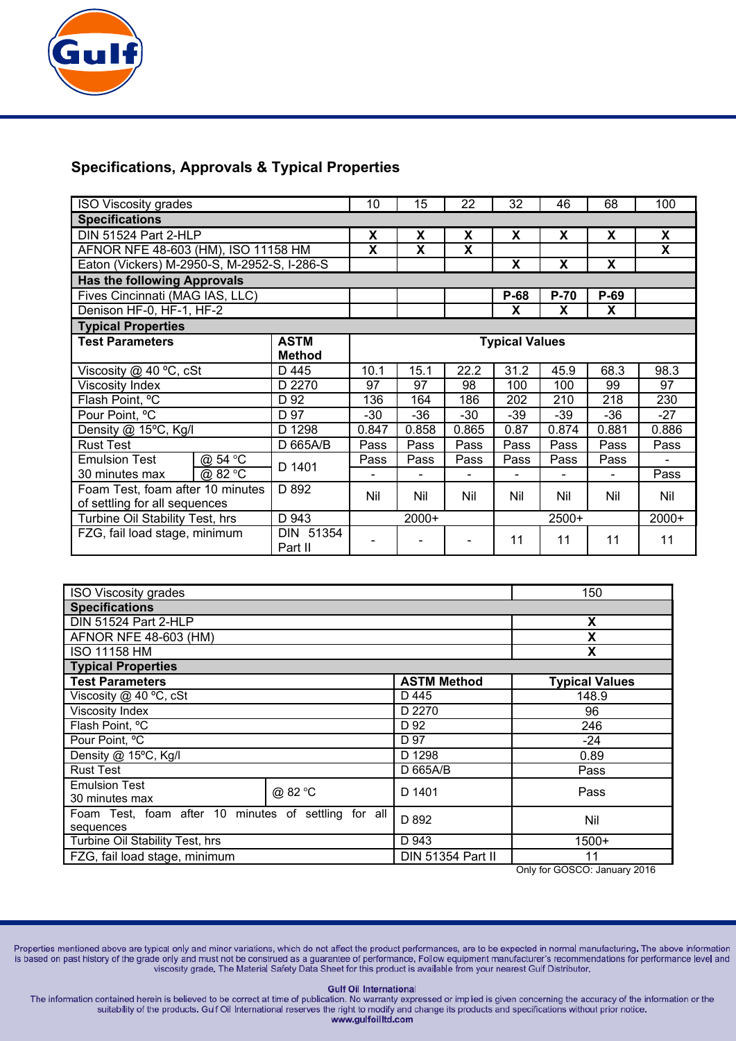## Specifications, Approvals & Typical Properties

| ISO Viscosity grades | | | 10 | 15 | 22 | 32 | 46 | 68 | 100 |
|---|---|---|---|---|---|---|---|---|---|
| **Specifications** | | | | | | | | | |
| DIN 51524 Part 2-HLP | | | **X** | **X** | **X** | **X** | **X** | **X** | **X** |
| AFNOR NFE 48-603 (HM), ISO 11158 HM | | | **X** | **X** | **X** | | | | **X** |
| Eaton (Vickers) M-2950-S, M-2952-S, I-286-S | | | | | | **X** | **X** | **X** | |
| **Has the following Approvals** | | | | | | | | | |
| Fives Cincinnati (MAG IAS, LLC) | | | | | | **P-68** | **P-70** | **P-69** | |
| Denison HF-0, HF-1, HF-2 | | | | | | **X** | **X** | **X** | |
| **Typical Properties** | | | | | | | | | |
| **Test Parameters** | | **ASTM Method** | **Typical Values** | | | | | | |
| Viscosity @ 40 ºC, cSt | | D 445 | 10.1 | 15.1 | 22.2 | 31.2 | 45.9 | 68.3 | 98.3 |
| Viscosity Index | | D 2270 | 97 | 97 | 98 | 100 | 100 | 99 | 97 |
| Flash Point, ºC | | D 92 | 136 | 164 | 186 | 202 | 210 | 218 | 230 |
| Pour Point, ºC | | D 97 | -30 | -36 | -30 | -39 | -39 | -36 | -27 |
| Density @ 15ºC, Kg/l | | D 1298 | 0.847 | 0.858 | 0.865 | 0.87 | 0.874 | 0.881 | 0.886 |
| Rust Test | | D 665A/B | Pass | Pass | Pass | Pass | Pass | Pass | Pass |
| Emulsion Test 30 minutes max | @ 54 °C | D 1401 | Pass | Pass | Pass | Pass | Pass | Pass | - |
| | @ 82 °C | | - | - | - | - | - | - | Pass |
| Foam Test, foam after 10 minutes of settling for all sequences | | D 892 | Nil | Nil | Nil | Nil | Nil | Nil | Nil |
| Turbine Oil Stability Test, hrs | | D 943 | 2000+ | | | 2500+ | | | 2000+ |
| FZG, fail load stage, minimum | | DIN 51354 Part II | - | - | - | 11 | 11 | 11 | 11 |

| ISO Viscosity grades | | | 150 |
|---|---|---|---|
| **Specifications** | | | |
| DIN 51524 Part 2-HLP | | | **X** |
| AFNOR NFE 48-603 (HM) | | | **X** |
| ISO 11158 HM | | | **X** |
| **Typical Properties** | | | |
| **Test Parameters** | | **ASTM Method** | **Typical Values** |
| Viscosity @ 40 ºC, cSt | | D 445 | 148.9 |
| Viscosity Index | | D 2270 | 96 |
| Flash Point, ºC | | D 92 | 246 |
| Pour Point, ºC | | D 97 | -24 |
| Density @ 15ºC, Kg/l | | D 1298 | 0.89 |
| Rust Test | | D 665A/B | Pass |
| Emulsion Test 30 minutes max | @ 82 °C | D 1401 | Pass |
| Foam Test, foam after 10 minutes of settling for all sequences | | D 892 | Nil |
| Turbine Oil Stability Test, hrs | | D 943 | 1500+ |
| FZG, fail load stage, minimum | | DIN 51354 Part II | 11 |

Only for GOSCO: January 2016

Properties mentioned above are typical only and minor variations, which do not affect the product performances, are to be expected in normal manufacturing. The above information is based on past history of the grade only and must not be construed as a guarantee of performance. Follow equipment manufacturer's recommendations for performance level and viscosity grade. The Material Safety Data Sheet for this product is available from your nearest Gulf Distributor.

**Gulf Oil International**

The information contained herein is believed to be correct at time of publication. No warranty expressed or implied is given concerning the accuracy of the information or the suitability of the products. Gulf Oil International reserves the right to modify and change its products and specifications without prior notice.

**www.gulfoilltd.com**